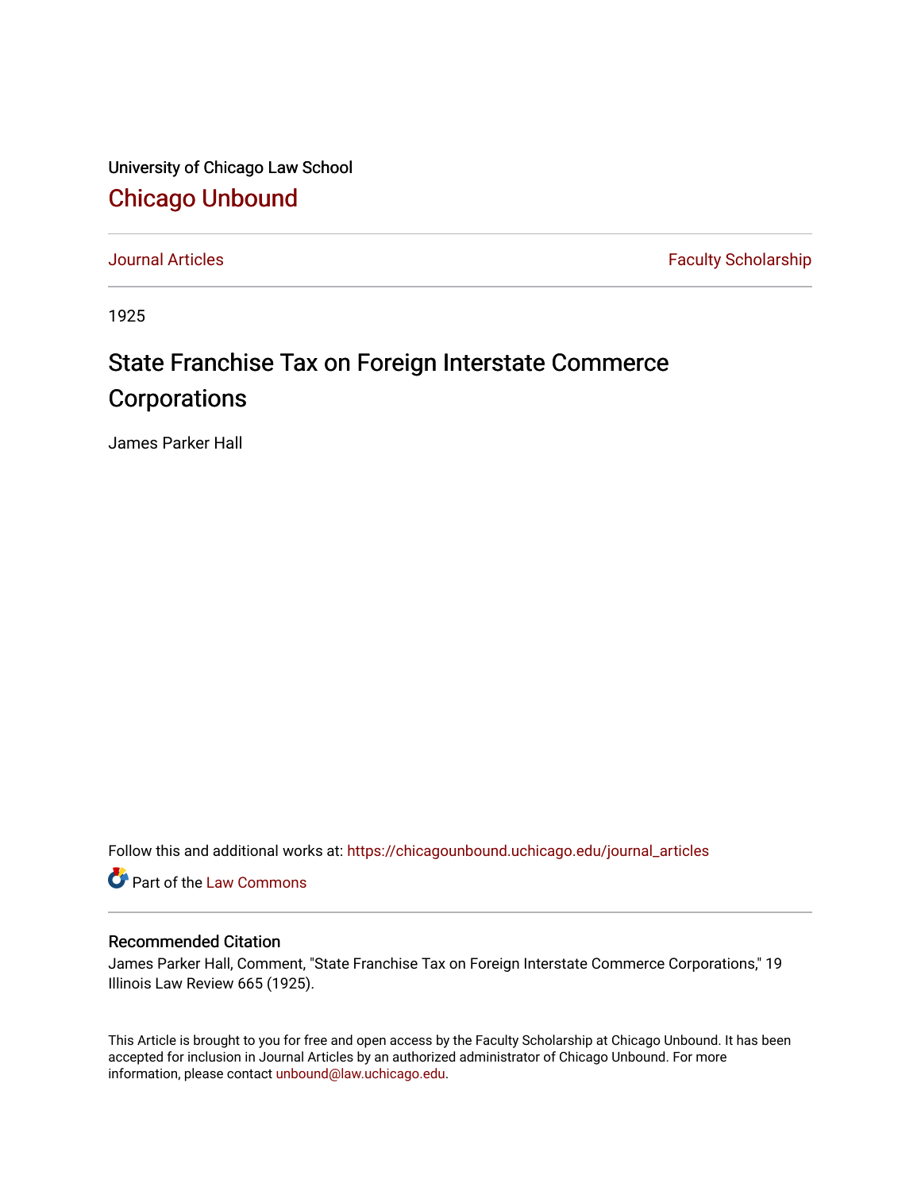University of Chicago Law School

# Chicago Unbound

Journal Articles | Faculty Scholarship

1925

## State Franchise Tax on Foreign Interstate Commerce Corporations

James Parker Hall

Follow this and additional works at: https://chicagounbound.uchicago.edu/journal_articles

Part of the Law Commons

### Recommended Citation

James Parker Hall, Comment, "State Franchise Tax on Foreign Interstate Commerce Corporations," 19 Illinois Law Review 665 (1925).

This Article is brought to you for free and open access by the Faculty Scholarship at Chicago Unbound. It has been accepted for inclusion in Journal Articles by an authorized administrator of Chicago Unbound. For more information, please contact unbound@law.uchicago.edu.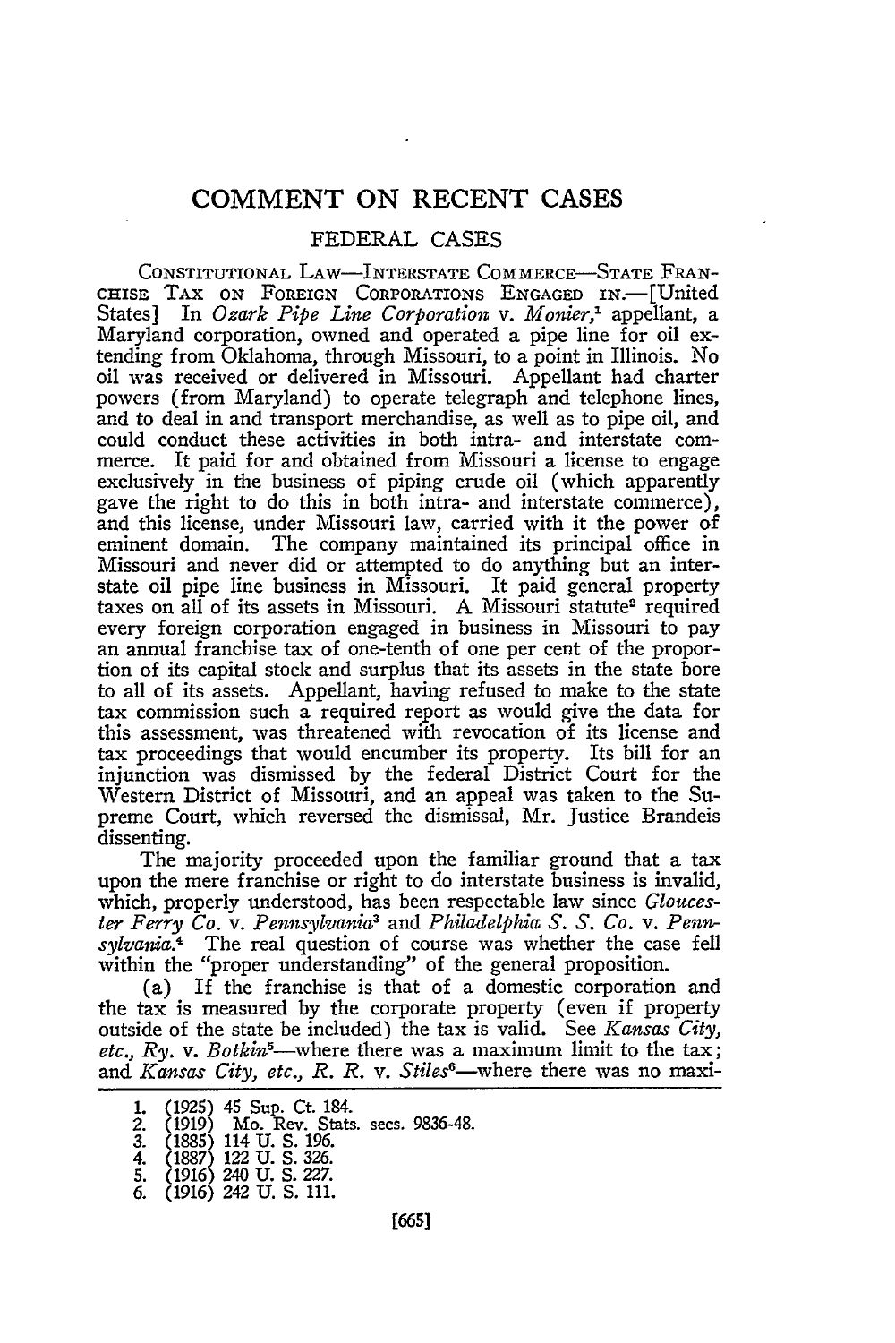# COMMENT ON RECENT CASES

## FEDERAL CASES

CONSTITUTIONAL LAW—INTERSTATE COMMERCE—STATE FRANCHISE TAX ON FOREIGN CORPORATIONS ENGAGED IN.—[United States] In *Ozark Pipe Line Corporation* v. *Monier*,[1] appellant, a Maryland corporation, owned and operated a pipe line for oil extending from Oklahoma, through Missouri, to a point in Illinois. No oil was received or delivered in Missouri. Appellant had charter powers (from Maryland) to operate telegraph and telephone lines, and to deal in and transport merchandise, as well as to pipe oil, and could conduct these activities in both intra- and interstate commerce. It paid for and obtained from Missouri a license to engage exclusively in the business of piping crude oil (which apparently gave the right to do this in both intra- and interstate commerce), and this license, under Missouri law, carried with it the power of eminent domain. The company maintained its principal office in Missouri and never did or attempted to do anything but an interstate oil pipe line business in Missouri. It paid general property taxes on all of its assets in Missouri. A Missouri statute[2] required every foreign corporation engaged in business in Missouri to pay an annual franchise tax of one-tenth of one per cent of the proportion of its capital stock and surplus that its assets in the state bore to all of its assets. Appellant, having refused to make to the state tax commission such a required report as would give the data for this assessment, was threatened with revocation of its license and tax proceedings that would encumber its property. Its bill for an injunction was dismissed by the federal District Court for the Western District of Missouri, and an appeal was taken to the Supreme Court, which reversed the dismissal, Mr. Justice Brandeis dissenting.

The majority proceeded upon the familiar ground that a tax upon the mere franchise or right to do interstate business is invalid, which, properly understood, has been respectable law since *Gloucester Ferry Co.* v. *Pennsylvania*[3] and *Philadelphia S. S. Co.* v. *Pennsylvania*.[4] The real question of course was whether the case fell within the "proper understanding" of the general proposition.

(a) If the franchise is that of a domestic corporation and the tax is measured by the corporate property (even if property outside of the state be included) the tax is valid. See *Kansas City, etc., Ry.* v. *Botkin*[5]—where there was a maximum limit to the tax; and *Kansas City, etc., R. R.* v. *Stiles*[6]—where there was no maxi-

1. (1925) 45 Sup. Ct. 184.
2. (1919) Mo. Rev. Stats. secs. 9836-48.
3. (1885) 114 U. S. 196.
4. (1887) 122 U. S. 326.
5. (1916) 240 U. S. 227.
6. (1916) 242 U. S. 111.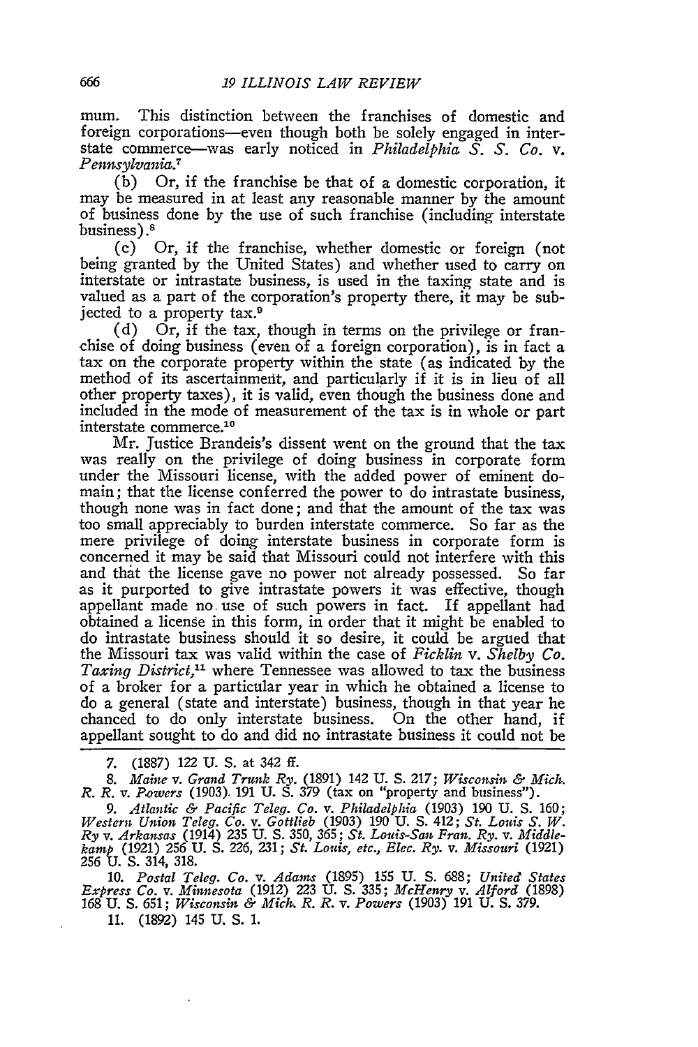mum. This distinction between the franchises of domestic and foreign corporations—even though both be solely engaged in interstate commerce—was early noticed in *Philadelphia S. S. Co.* v. *Pennsylvania.*[7]

(b) Or, if the franchise be that of a domestic corporation, it may be measured in at least any reasonable manner by the amount of business done by the use of such franchise (including interstate business).[8]

(c) Or, if the franchise, whether domestic or foreign (not being granted by the United States) and whether used to carry on interstate or intrastate business, is used in the taxing state and is valued as a part of the corporation's property there, it may be subjected to a property tax.[9]

(d) Or, if the tax, though in terms on the privilege or franchise of doing business (even of a foreign corporation), is in fact a tax on the corporate property within the state (as indicated by the method of its ascertainment, and particularly if it is in lieu of all other property taxes), it is valid, even though the business done and included in the mode of measurement of the tax is in whole or part interstate commerce.[10]

Mr. Justice Brandeis's dissent went on the ground that the tax was really on the privilege of doing business in corporate form under the Missouri license, with the added power of eminent domain; that the license conferred the power to do intrastate business, though none was in fact done; and that the amount of the tax was too small appreciably to burden interstate commerce. So far as the mere privilege of doing interstate business in corporate form is concerned it may be said that Missouri could not interfere with this and that the license gave no power not already possessed. So far as it purported to give intrastate powers it was effective, though appellant made no use of such powers in fact. If appellant had obtained a license in this form, in order that it might be enabled to do intrastate business should it so desire, it could be argued that the Missouri tax was valid within the case of *Ficklin* v. *Shelby Co. Taxing District,*[11] where Tennessee was allowed to tax the business of a broker for a particular year in which he obtained a license to do a general (state and interstate) business, though in that year he chanced to do only interstate business. On the other hand, if appellant sought to do and did no intrastate business it could not be

---

7. (1887) 122 U. S. at 342 ff.

8. *Maine* v. *Grand Trunk Ry.* (1891) 142 U. S. 217; *Wisconsin & Mich. R. R.* v. *Powers* (1903) 191 U. S. 379 (tax on "property and business").

9. *Atlantic & Pacific Teleg. Co.* v. *Philadelphia* (1903) 190 U. S. 160; *Western Union Teleg. Co.* v. *Gottlieb* (1903) 190 U. S. 412; *St. Louis S. W. Ry* v. *Arkansas* (1914) 235 U. S. 350, 365; *St. Louis-San Fran. Ry.* v. *Middlekamp* (1921) 256 U. S. 226, 231; *St. Louis, etc., Elec. Ry.* v. *Missouri* (1921) 256 U. S. 314, 318.

10. *Postal Teleg. Co.* v. *Adams* (1895) 155 U. S. 688; *United States Express Co.* v. *Minnesota* (1912) 223 U. S. 335; *McHenry* v. *Alford* (1898) 168 U. S. 651; *Wisconsin & Mich. R. R.* v. *Powers* (1903) 191 U. S. 379.

11. (1892) 145 U. S. 1.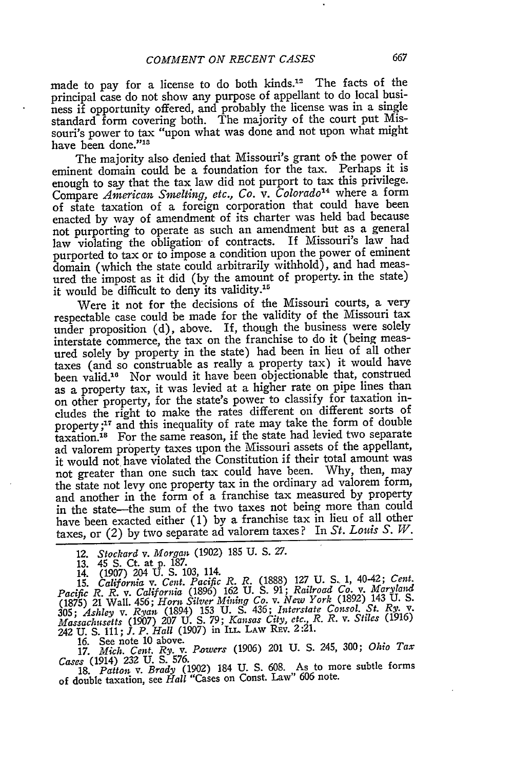made to pay for a license to do both kinds.[12] The facts of the principal case do not show any purpose of appellant to do local business if opportunity offered, and probably the license was in a single standard form covering both. The majority of the court put Missouri's power to tax "upon what was done and not upon what might have been done."[13]

The majority also denied that Missouri's grant of the power of eminent domain could be a foundation for the tax. Perhaps it is enough to say that the tax law did not purport to tax this privilege. Compare *American Smelting, etc., Co.* v. *Colorado*[14] where a form of state taxation of a foreign corporation that could have been enacted by way of amendment of its charter was held bad because not purporting to operate as such an amendment but as a general law violating the obligation of contracts. If Missouri's law had purported to tax or to impose a condition upon the power of eminent domain (which the state could arbitrarily withhold), and had measured the impost as it did (by the amount of property in the state) it would be difficult to deny its validity.[15]

Were it not for the decisions of the Missouri courts, a very respectable case could be made for the validity of the Missouri tax under proposition (d), above. If, though the business were solely interstate commerce, the tax on the franchise to do it (being measured solely by property in the state) had been in lieu of all other taxes (and so construable as really a property tax) it would have been valid.[16] Nor would it have been objectionable that, construed as a property tax, it was levied at a higher rate on pipe lines than on other property, for the state's power to classify for taxation includes the right to make the rates different on different sorts of property;[17] and this inequality of rate may take the form of double taxation.[18] For the same reason, if the state had levied two separate ad valorem property taxes upon the Missouri assets of the appellant, it would not have violated the Constitution if their total amount was not greater than one such tax could have been. Why, then, may the state not levy one property tax in the ordinary ad valorem form, and another in the form of a franchise tax measured by property in the state—the sum of the two taxes not being more than could have been exacted either (1) by a franchise tax in lieu of all other taxes, or (2) by two separate ad valorem taxes? In *St. Louis S. W.*

12. *Stockard* v. *Morgan* (1902) 185 U. S. 27.

13. 45 S. Ct. at p. 187.

14. (1907) 204 U. S. 103, 114.

15. *California* v. *Cent. Pacific R. R.* (1888) 127 U. S. 1, 40-42; *Cent. Pacific R. R.* v. *California* (1896) 162 U. S. 91; *Railroad Co.* v. *Maryland* (1875) 21 Wall. 456; *Horn Silver Mining Co.* v. *New York* (1892) 143 U. S. 305; *Ashley* v. *Ryan* (1894) 153 U. S. 436; *Interstate Consol. St. Ry.* v. *Massachusetts* (1907) 207 U. S. 79; *Kansas City, etc., R. R.* v. *Stiles* (1916) 242 U. S. 111; *J. P. Hall* (1907) in ILL. LAW REV. 2:21.

16. See note 10 above.

17. *Mich. Cent. Ry.* v. *Powers* (1906) 201 U. S. 245, 300; *Ohio Tax Cases* (1914) 232 U. S. 576.

18. *Patton* v. *Brady* (1902) 184 U. S. 608. As to more subtle forms of double taxation, see *Hall* "Cases on Const. Law" 606 note.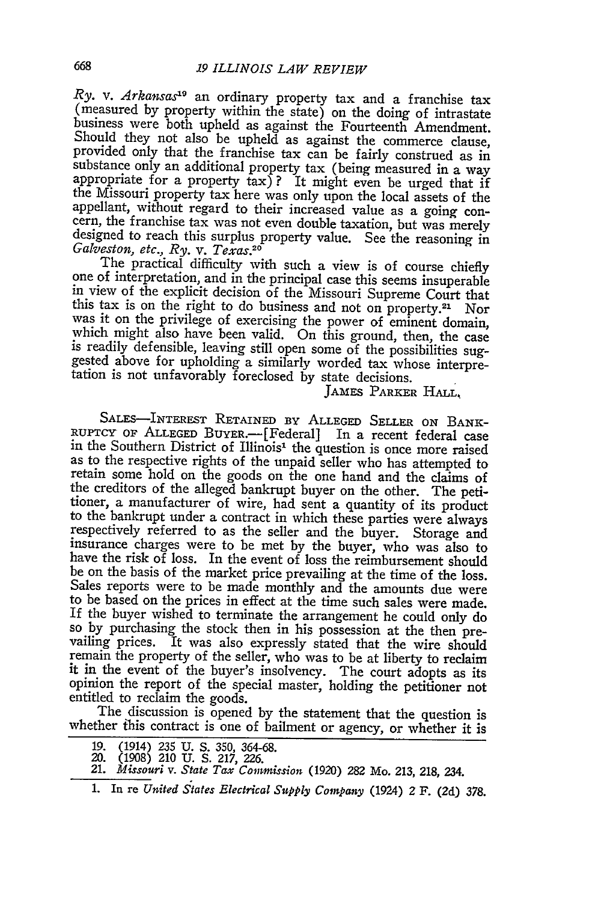*Ry.* v. *Arkansas*[19] an ordinary property tax and a franchise tax (measured by property within the state) on the doing of intrastate business were both upheld as against the Fourteenth Amendment. Should they not also be upheld as against the commerce clause, provided only that the franchise tax can be fairly construed as in substance only an additional property tax (being measured in a way appropriate for a property tax)? It might even be urged that if the Missouri property tax here was only upon the local assets of the appellant, without regard to their increased value as a going concern, the franchise tax was not even double taxation, but was merely designed to reach this surplus property value. See the reasoning in *Galveston, etc., Ry.* v. *Texas.*[20]

The practical difficulty with such a view is of course chiefly one of interpretation, and in the principal case this seems insuperable in view of the explicit decision of the Missouri Supreme Court that this tax is on the right to do business and not on property.[21] Nor was it on the privilege of exercising the power of eminent domain, which might also have been valid. On this ground, then, the case is readily defensible, leaving still open some of the possibilities suggested above for upholding a similarly worded tax whose interpretation is not unfavorably foreclosed by state decisions.

JAMES PARKER HALL.

SALES—INTEREST RETAINED BY ALLEGED SELLER ON BANKRUPTCY OF ALLEGED BUYER.—[Federal] In a recent federal case in the Southern District of Illinois[1] the question is once more raised as to the respective rights of the unpaid seller who has attempted to retain some hold on the goods on the one hand and the claims of the creditors of the alleged bankrupt buyer on the other. The petitioner, a manufacturer of wire, had sent a quantity of its product to the bankrupt under a contract in which these parties were always respectively referred to as the seller and the buyer. Storage and insurance charges were to be met by the buyer, who was also to have the risk of loss. In the event of loss the reimbursement should be on the basis of the market price prevailing at the time of the loss. Sales reports were to be made monthly and the amounts due were to be based on the prices in effect at the time such sales were made. If the buyer wished to terminate the arrangement he could only do so by purchasing the stock then in his possession at the then prevailing prices. It was also expressly stated that the wire should remain the property of the seller, who was to be at liberty to reclaim it in the event of the buyer's insolvency. The court adopts as its opinion the report of the special master, holding the petitioner not entitled to reclaim the goods.

The discussion is opened by the statement that the question is whether this contract is one of bailment or agency, or whether it is

19. (1914) 235 U. S. 350, 364-68.
20. (1908) 210 U. S. 217, 226.
21. *Missouri* v. *State Tax Commission* (1920) 282 Mo. 213, 218, 234.

1. In re *United States Electrical Supply Company* (1924) 2 F. (2d) 378.